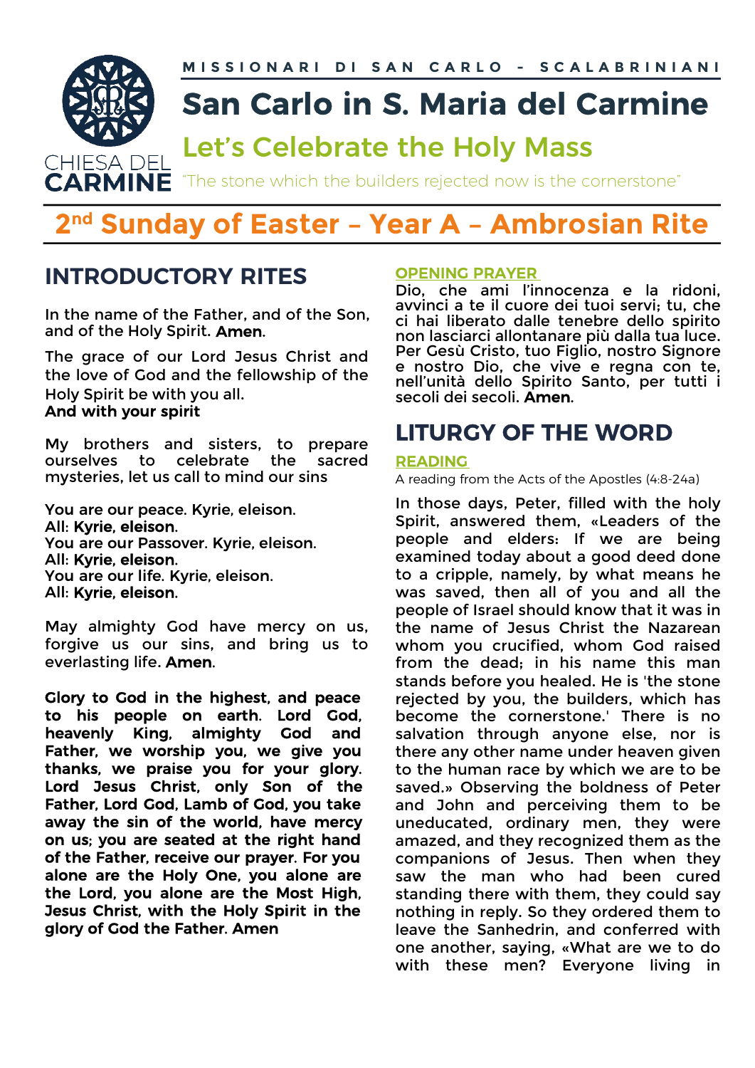MISSIONARI DI SAN CARLO – SCALABRINIANI

CHIESA DEL **CARMINE**

# San Carlo in S. Maria del Carmine

## Let's Celebrate the Holy Mass

"The stone which the builders rejected now is the cornerstone"

# 2nd Sunday of Easter – Year A – Ambrosian Rite

## INTRODUCTORY RITES

In the name of the Father, and of the Son, and of the Holy Spirit. **Amen**.

The grace of our Lord Jesus Christ and the love of God and the fellowship of the Holy Spirit be with you all.
**And with your spirit**

My brothers and sisters, to prepare ourselves to celebrate the sacred mysteries, let us call to mind our sins

You are our peace. Kyrie, eleison.
All: **Kyrie, eleison**.
You are our Passover. Kyrie, eleison.
All: **Kyrie, eleison**.
You are our life. Kyrie, eleison.
All: **Kyrie, eleison**.

May almighty God have mercy on us, forgive us our sins, and bring us to everlasting life. **Amen**.

**Glory to God in the highest, and peace to his people on earth. Lord God, heavenly King, almighty God and Father, we worship you, we give you thanks, we praise you for your glory. Lord Jesus Christ, only Son of the Father, Lord God, Lamb of God, you take away the sin of the world, have mercy on us; you are seated at the right hand of the Father, receive our prayer. For you alone are the Holy One, you alone are the Lord, you alone are the Most High, Jesus Christ, with the Holy Spirit in the glory of God the Father. Amen**

### OPENING PRAYER

Dio, che ami l'innocenza e la ridoni, avvinci a te il cuore dei tuoi servi; tu, che ci hai liberato dalle tenebre dello spirito non lasciarci allontanare più dalla tua luce. Per Gesù Cristo, tuo Figlio, nostro Signore e nostro Dio, che vive e regna con te, nell'unità dello Spirito Santo, per tutti i secoli dei secoli. **Amen**.

## LITURGY OF THE WORD

### READING

A reading from the Acts of the Apostles (4:8-24a)

In those days, Peter, filled with the holy Spirit, answered them, «Leaders of the people and elders: If we are being examined today about a good deed done to a cripple, namely, by what means he was saved, then all of you and all the people of Israel should know that it was in the name of Jesus Christ the Nazarean whom you crucified, whom God raised from the dead; in his name this man stands before you healed. He is 'the stone rejected by you, the builders, which has become the cornerstone.' There is no salvation through anyone else, nor is there any other name under heaven given to the human race by which we are to be saved.» Observing the boldness of Peter and John and perceiving them to be uneducated, ordinary men, they were amazed, and they recognized them as the companions of Jesus. Then when they saw the man who had been cured standing there with them, they could say nothing in reply. So they ordered them to leave the Sanhedrin, and conferred with one another, saying, «What are we to do with these men? Everyone living in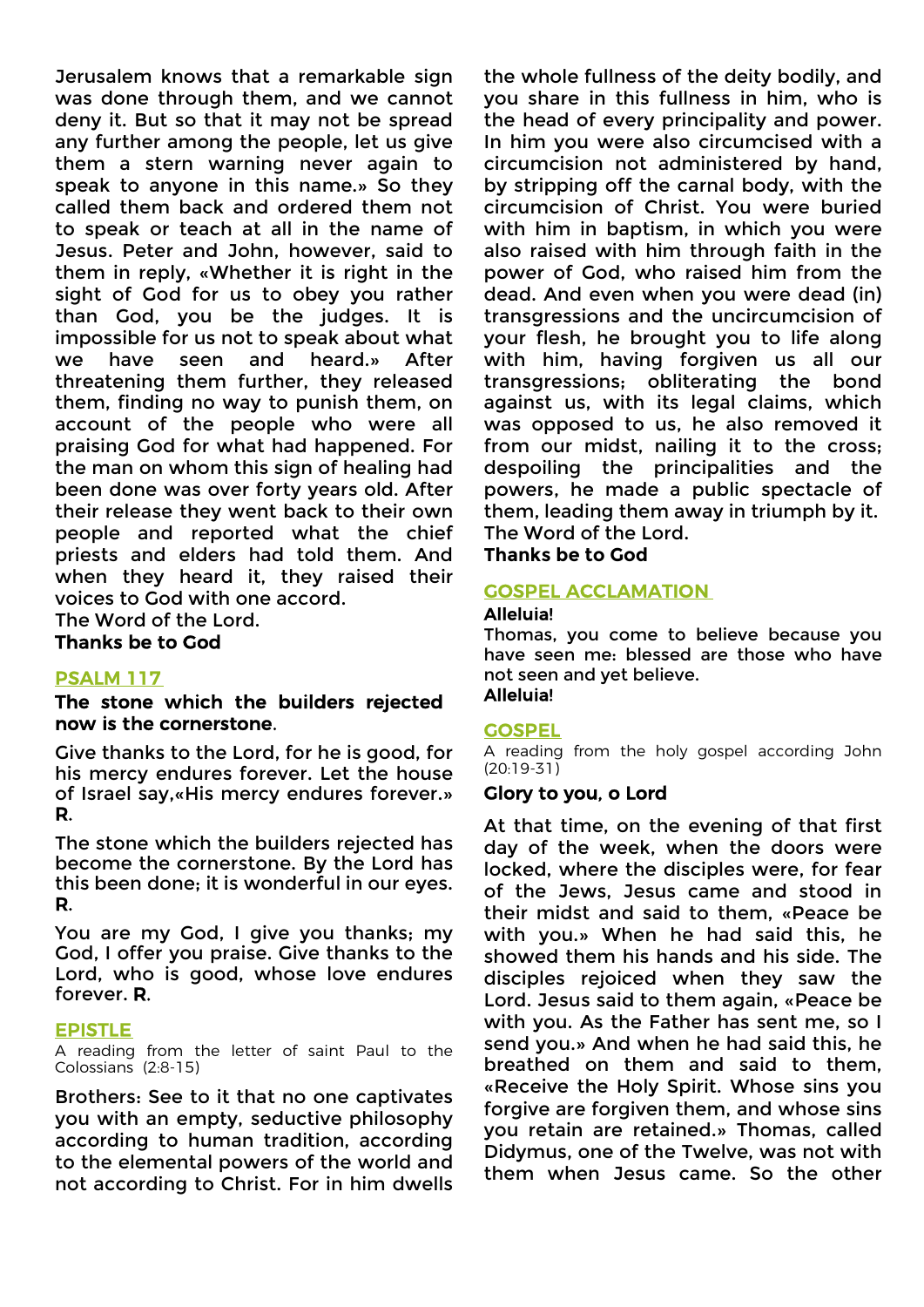Jerusalem knows that a remarkable sign was done through them, and we cannot deny it. But so that it may not be spread any further among the people, let us give them a stern warning never again to speak to anyone in this name.» So they called them back and ordered them not to speak or teach at all in the name of Jesus. Peter and John, however, said to them in reply, «Whether it is right in the sight of God for us to obey you rather than God, you be the judges. It is impossible for us not to speak about what we have seen and heard.» After threatening them further, they released them, finding no way to punish them, on account of the people who were all praising God for what had happened. For the man on whom this sign of healing had been done was over forty years old. After their release they went back to their own people and reported what the chief priests and elders had told them. And when they heard it, they raised their voices to God with one accord.
The Word of the Lord.
**Thanks be to God**

## PSALM 117

**The stone which the builders rejected now is the cornerstone**.

Give thanks to the Lord, for he is good, for his mercy endures forever. Let the house of Israel say,«His mercy endures forever.» **R**.

The stone which the builders rejected has become the cornerstone. By the Lord has this been done; it is wonderful in our eyes. **R**.

You are my God, I give you thanks; my God, I offer you praise. Give thanks to the Lord, who is good, whose love endures forever. **R**.

## EPISTLE

A reading from the letter of saint Paul to the Colossians (2:8-15)

Brothers: See to it that no one captivates you with an empty, seductive philosophy according to human tradition, according to the elemental powers of the world and not according to Christ. For in him dwells the whole fullness of the deity bodily, and you share in this fullness in him, who is the head of every principality and power. In him you were also circumcised with a circumcision not administered by hand, by stripping off the carnal body, with the circumcision of Christ. You were buried with him in baptism, in which you were also raised with him through faith in the power of God, who raised him from the dead. And even when you were dead (in) transgressions and the uncircumcision of your flesh, he brought you to life along with him, having forgiven us all our transgressions; obliterating the bond against us, with its legal claims, which was opposed to us, he also removed it from our midst, nailing it to the cross; despoiling the principalities and the powers, he made a public spectacle of them, leading them away in triumph by it.
The Word of the Lord.
**Thanks be to God**

## GOSPEL ACCLAMATION

**Alleluia!**
Thomas, you come to believe because you have seen me: blessed are those who have not seen and yet believe.
**Alleluia!**

## GOSPEL

A reading from the holy gospel according John (20:19-31)

**Glory to you, o Lord**

At that time, on the evening of that first day of the week, when the doors were locked, where the disciples were, for fear of the Jews, Jesus came and stood in their midst and said to them, «Peace be with you.» When he had said this, he showed them his hands and his side. The disciples rejoiced when they saw the Lord. Jesus said to them again, «Peace be with you. As the Father has sent me, so I send you.» And when he had said this, he breathed on them and said to them, «Receive the Holy Spirit. Whose sins you forgive are forgiven them, and whose sins you retain are retained.» Thomas, called Didymus, one of the Twelve, was not with them when Jesus came. So the other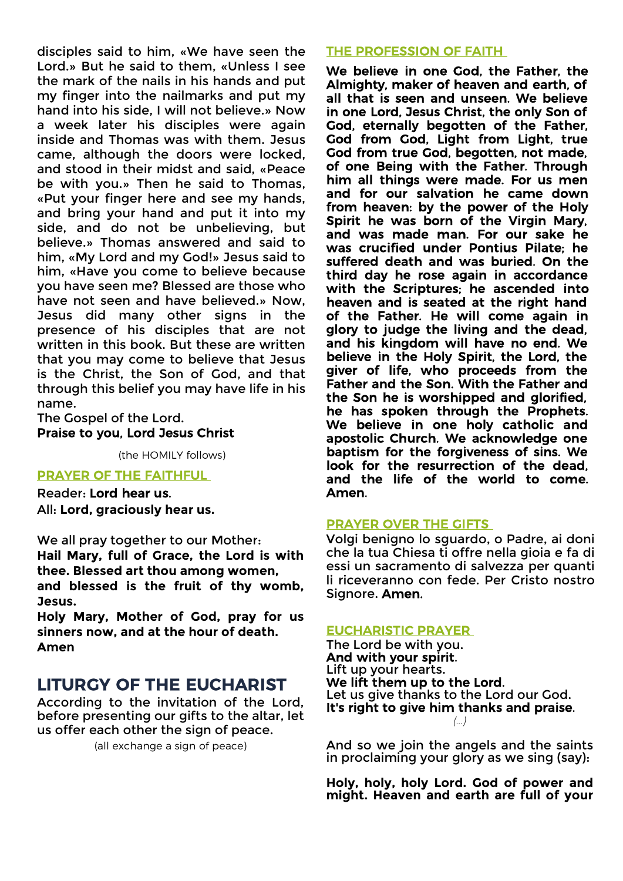disciples said to him, «We have seen the Lord.» But he said to them, «Unless I see the mark of the nails in his hands and put my finger into the nailmarks and put my hand into his side, I will not believe.» Now a week later his disciples were again inside and Thomas was with them. Jesus came, although the doors were locked, and stood in their midst and said, «Peace be with you.» Then he said to Thomas, «Put your finger here and see my hands, and bring your hand and put it into my side, and do not be unbelieving, but believe.» Thomas answered and said to him, «My Lord and my God!» Jesus said to him, «Have you come to believe because you have seen me? Blessed are those who have not seen and have believed.» Now, Jesus did many other signs in the presence of his disciples that are not written in this book. But these are written that you may come to believe that Jesus is the Christ, the Son of God, and that through this belief you may have life in his name.

The Gospel of the Lord.
**Praise to you, Lord Jesus Christ**

(the HOMILY follows)

## PRAYER OF THE FAITHFUL

Reader: **Lord hear us.**
All: **Lord, graciously hear us.**

We all pray together to our Mother:
**Hail Mary, full of Grace, the Lord is with thee. Blessed art thou among women, and blessed is the fruit of thy womb, Jesus.**
**Holy Mary, Mother of God, pray for us sinners now, and at the hour of death.**
**Amen**

# LITURGY OF THE EUCHARIST

According to the invitation of the Lord, before presenting our gifts to the altar, let us offer each other the sign of peace.

(all exchange a sign of peace)

## THE PROFESSION OF FAITH

**We believe in one God, the Father, the Almighty, maker of heaven and earth, of all that is seen and unseen. We believe in one Lord, Jesus Christ, the only Son of God, eternally begotten of the Father, God from God, Light from Light, true God from true God, begotten, not made, of one Being with the Father. Through him all things were made. For us men and for our salvation he came down from heaven: by the power of the Holy Spirit he was born of the Virgin Mary, and was made man. For our sake he was crucified under Pontius Pilate; he suffered death and was buried. On the third day he rose again in accordance with the Scriptures; he ascended into heaven and is seated at the right hand of the Father. He will come again in glory to judge the living and the dead, and his kingdom will have no end. We believe in the Holy Spirit, the Lord, the giver of life, who proceeds from the Father and the Son. With the Father and the Son he is worshipped and glorified, he has spoken through the Prophets. We believe in one holy catholic and apostolic Church. We acknowledge one baptism for the forgiveness of sins. We look for the resurrection of the dead, and the life of the world to come. Amen.**

## PRAYER OVER THE GIFTS

Volgi benigno lo sguardo, o Padre, ai doni che la tua Chiesa ti offre nella gioia e fa di essi un sacramento di salvezza per quanti li riceveranno con fede. Per Cristo nostro Signore. **Amen.**

## EUCHARISTIC PRAYER

The Lord be with you.
**And with your spirit.**
Lift up your hearts.
**We lift them up to the Lord.**
Let us give thanks to the Lord our God.
**It's right to give him thanks and praise.**

*(...)*

And so we join the angels and the saints in proclaiming your glory as we sing (say):

**Holy, holy, holy Lord. God of power and might. Heaven and earth are full of your**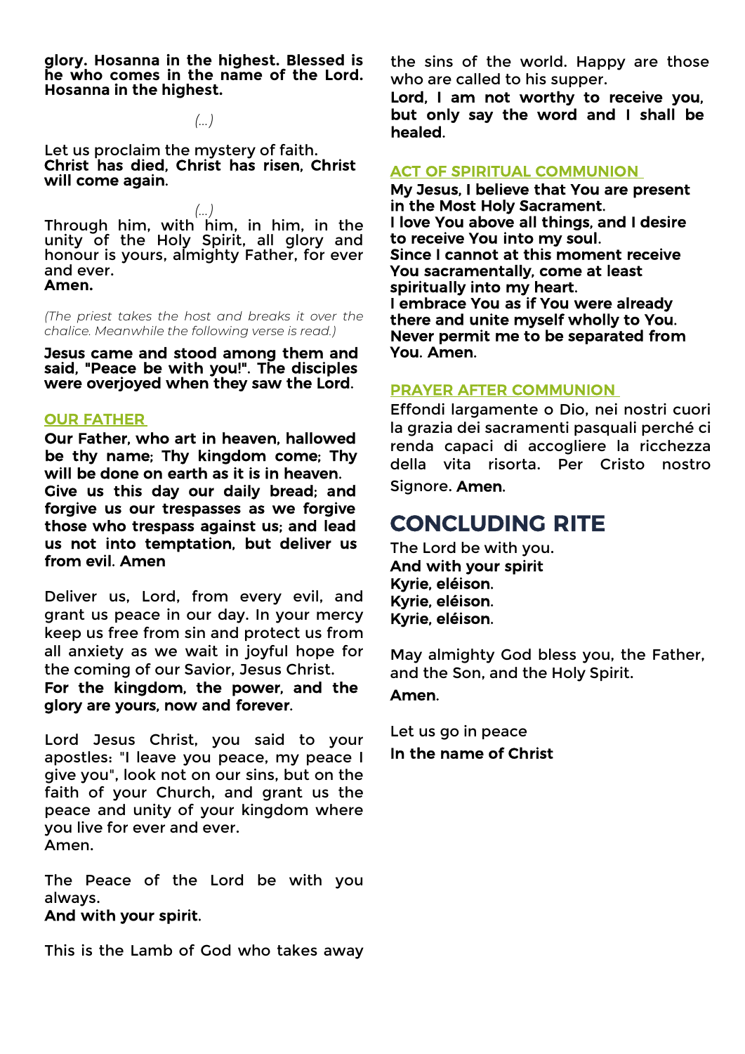**glory. Hosanna in the highest. Blessed is he who comes in the name of the Lord. Hosanna in the highest.**

*(...)*

Let us proclaim the mystery of faith.
**Christ has died, Christ has risen, Christ will come again**.

*(...)*

Through him, with him, in him, in the unity of the Holy Spirit, all glory and honour is yours, almighty Father, for ever and ever.
**Amen.**

*(The priest takes the host and breaks it over the chalice. Meanwhile the following verse is read.)*

**Jesus came and stood among them and said, "Peace be with you!". The disciples were overjoyed when they saw the Lord**.

## OUR FATHER

**Our Father, who art in heaven, hallowed be thy name; Thy kingdom come; Thy will be done on earth as it is in heaven. Give us this day our daily bread; and forgive us our trespasses as we forgive those who trespass against us; and lead us not into temptation, but deliver us from evil**. **Amen**

Deliver us, Lord, from every evil, and grant us peace in our day. In your mercy keep us free from sin and protect us from all anxiety as we wait in joyful hope for the coming of our Savior, Jesus Christ.
**For the kingdom, the power, and the glory are yours, now and forever**.

Lord Jesus Christ, you said to your apostles: "I leave you peace, my peace I give you", look not on our sins, but on the faith of your Church, and grant us the peace and unity of your kingdom where you live for ever and ever.
Amen.

The Peace of the Lord be with you always.
**And with your spirit**.

This is the Lamb of God who takes away the sins of the world. Happy are those who are called to his supper.
**Lord, I am not worthy to receive you, but only say the word and I shall be healed**.

## ACT OF SPIRITUAL COMMUNION

**My Jesus, I believe that You are present in the Most Holy Sacrament.**
**I love You above all things, and I desire to receive You into my soul.**
**Since I cannot at this moment receive You sacramentally, come at least spiritually into my heart.**
**I embrace You as if You were already there and unite myself wholly to You.**
**Never permit me to be separated from You. Amen.**

## PRAYER AFTER COMMUNION

Effondi largamente o Dio, nei nostri cuori la grazia dei sacramenti pasquali perché ci renda capaci di accogliere la ricchezza della vita risorta. Per Cristo nostro Signore. **Amen**.

# CONCLUDING RITE

The Lord be with you.
**And with your spirit**
**Kyrie, eléison.**
**Kyrie, eléison.**
**Kyrie, eléison.**

May almighty God bless you, the Father, and the Son, and the Holy Spirit.
**Amen**.

Let us go in peace
**In the name of Christ**